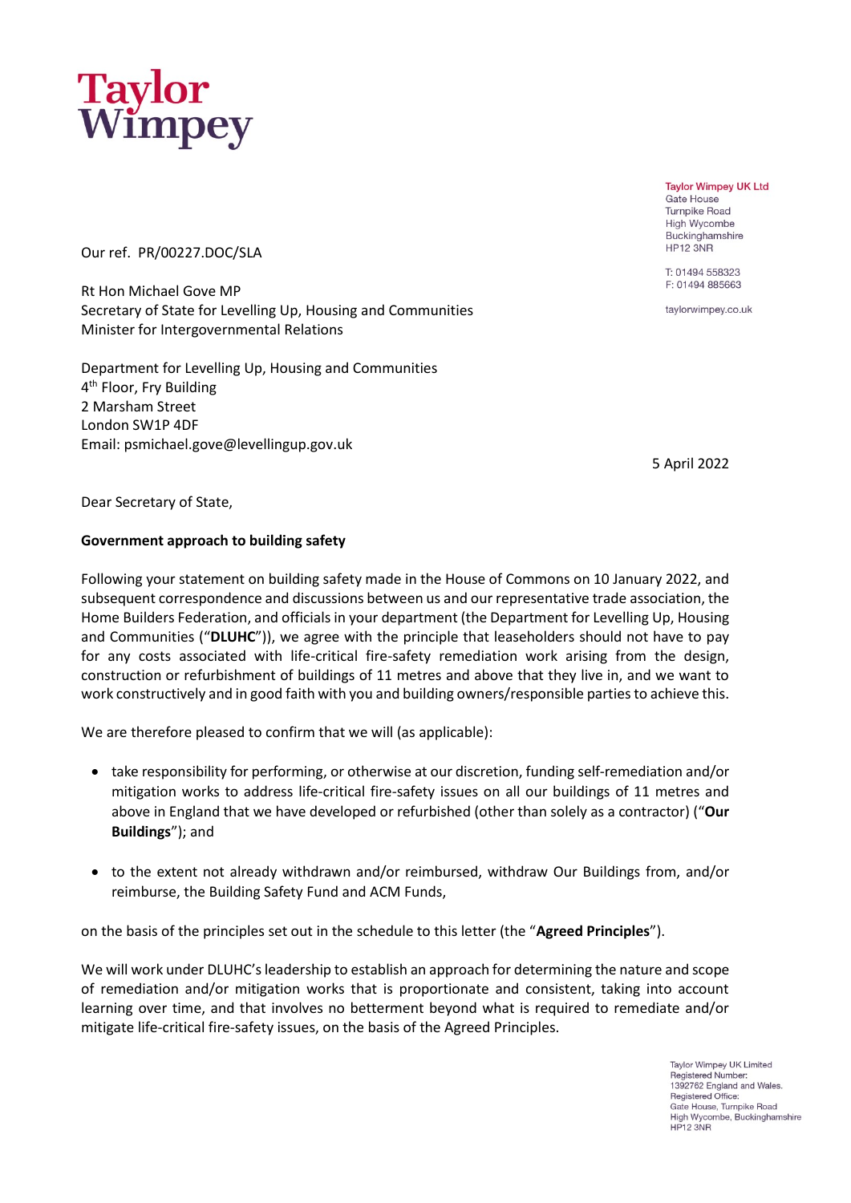Taylor Wimpey

**Taylor Wimpey UK Ltd**
Gate House
Turnpike Road
High Wycombe
Buckinghamshire
HP12 3NR

T: 01494 558323
F: 01494 885663

taylorwimpey.co.uk

Our ref. PR/00227.DOC/SLA

Rt Hon Michael Gove MP
Secretary of State for Levelling Up, Housing and Communities
Minister for Intergovernmental Relations

Department for Levelling Up, Housing and Communities
4th Floor, Fry Building
2 Marsham Street
London SW1P 4DF
Email: psmichael.gove@levellingup.gov.uk

5 April 2022

Dear Secretary of State,

**Government approach to building safety**

Following your statement on building safety made in the House of Commons on 10 January 2022, and subsequent correspondence and discussions between us and our representative trade association, the Home Builders Federation, and officials in your department (the Department for Levelling Up, Housing and Communities ("**DLUHC**")), we agree with the principle that leaseholders should not have to pay for any costs associated with life-critical fire-safety remediation work arising from the design, construction or refurbishment of buildings of 11 metres and above that they live in, and we want to work constructively and in good faith with you and building owners/responsible parties to achieve this.

We are therefore pleased to confirm that we will (as applicable):

- take responsibility for performing, or otherwise at our discretion, funding self-remediation and/or mitigation works to address life-critical fire-safety issues on all our buildings of 11 metres and above in England that we have developed or refurbished (other than solely as a contractor) ("**Our Buildings**"); and
- to the extent not already withdrawn and/or reimbursed, withdraw Our Buildings from, and/or reimburse, the Building Safety Fund and ACM Funds,

on the basis of the principles set out in the schedule to this letter (the "**Agreed Principles**").

We will work under DLUHC's leadership to establish an approach for determining the nature and scope of remediation and/or mitigation works that is proportionate and consistent, taking into account learning over time, and that involves no betterment beyond what is required to remediate and/or mitigate life-critical fire-safety issues, on the basis of the Agreed Principles.

Taylor Wimpey UK Limited
Registered Number:
1392762 England and Wales.
Registered Office:
Gate House, Turnpike Road
High Wycombe, Buckinghamshire
HP12 3NR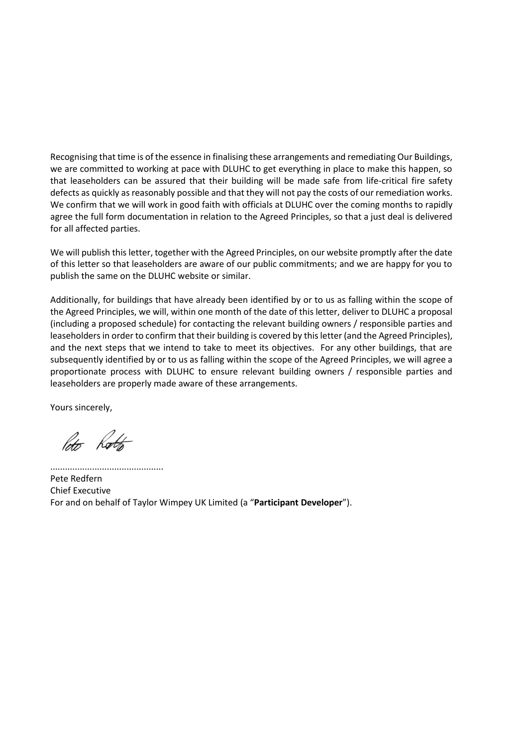Recognising that time is of the essence in finalising these arrangements and remediating Our Buildings, we are committed to working at pace with DLUHC to get everything in place to make this happen, so that leaseholders can be assured that their building will be made safe from life-critical fire safety defects as quickly as reasonably possible and that they will not pay the costs of our remediation works. We confirm that we will work in good faith with officials at DLUHC over the coming months to rapidly agree the full form documentation in relation to the Agreed Principles, so that a just deal is delivered for all affected parties.

We will publish this letter, together with the Agreed Principles, on our website promptly after the date of this letter so that leaseholders are aware of our public commitments; and we are happy for you to publish the same on the DLUHC website or similar.

Additionally, for buildings that have already been identified by or to us as falling within the scope of the Agreed Principles, we will, within one month of the date of this letter, deliver to DLUHC a proposal (including a proposed schedule) for contacting the relevant building owners / responsible parties and leaseholders in order to confirm that their building is covered by this letter (and the Agreed Principles), and the next steps that we intend to take to meet its objectives. For any other buildings, that are subsequently identified by or to us as falling within the scope of the Agreed Principles, we will agree a proportionate process with DLUHC to ensure relevant building owners / responsible parties and leaseholders are properly made aware of these arrangements.

Yours sincerely,

.............................................

Pete Redfern
Chief Executive
For and on behalf of Taylor Wimpey UK Limited (a "**Participant Developer**").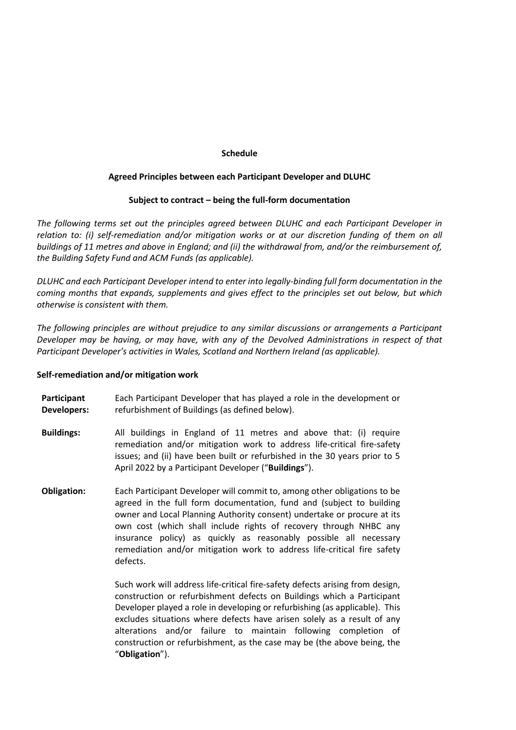**Schedule**

**Agreed Principles between each Participant Developer and DLUHC**

**Subject to contract – being the full-form documentation**

*The following terms set out the principles agreed between DLUHC and each Participant Developer in relation to: (i) self-remediation and/or mitigation works or at our discretion funding of them on all buildings of 11 metres and above in England; and (ii) the withdrawal from, and/or the reimbursement of, the Building Safety Fund and ACM Funds (as applicable).*

*DLUHC and each Participant Developer intend to enter into legally-binding full form documentation in the coming months that expands, supplements and gives effect to the principles set out below, but which otherwise is consistent with them.*

*The following principles are without prejudice to any similar discussions or arrangements a Participant Developer may be having, or may have, with any of the Devolved Administrations in respect of that Participant Developer's activities in Wales, Scotland and Northern Ireland (as applicable).*

**Self-remediation and/or mitigation work**

**Participant Developers:** Each Participant Developer that has played a role in the development or refurbishment of Buildings (as defined below).

**Buildings:** All buildings in England of 11 metres and above that: (i) require remediation and/or mitigation work to address life-critical fire-safety issues; and (ii) have been built or refurbished in the 30 years prior to 5 April 2022 by a Participant Developer ("**Buildings**").

**Obligation:** Each Participant Developer will commit to, among other obligations to be agreed in the full form documentation, fund and (subject to building owner and Local Planning Authority consent) undertake or procure at its own cost (which shall include rights of recovery through NHBC any insurance policy) as quickly as reasonably possible all necessary remediation and/or mitigation work to address life-critical fire safety defects.

Such work will address life-critical fire-safety defects arising from design, construction or refurbishment defects on Buildings which a Participant Developer played a role in developing or refurbishing (as applicable). This excludes situations where defects have arisen solely as a result of any alterations and/or failure to maintain following completion of construction or refurbishment, as the case may be (the above being, the "**Obligation**").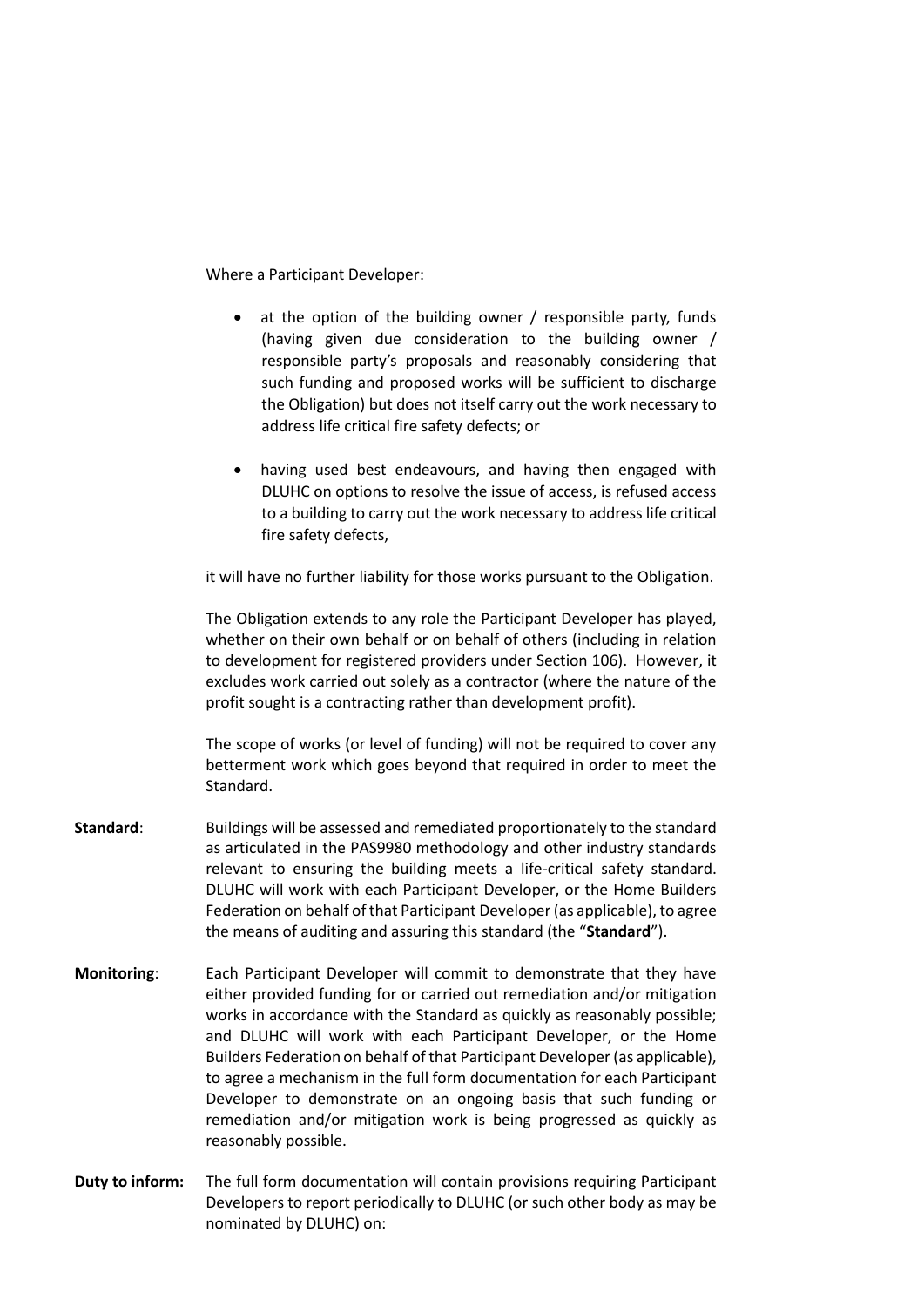Where a Participant Developer:

- at the option of the building owner / responsible party, funds (having given due consideration to the building owner / responsible party's proposals and reasonably considering that such funding and proposed works will be sufficient to discharge the Obligation) but does not itself carry out the work necessary to address life critical fire safety defects; or

- having used best endeavours, and having then engaged with DLUHC on options to resolve the issue of access, is refused access to a building to carry out the work necessary to address life critical fire safety defects,

it will have no further liability for those works pursuant to the Obligation.

The Obligation extends to any role the Participant Developer has played, whether on their own behalf or on behalf of others (including in relation to development for registered providers under Section 106). However, it excludes work carried out solely as a contractor (where the nature of the profit sought is a contracting rather than development profit).

The scope of works (or level of funding) will not be required to cover any betterment work which goes beyond that required in order to meet the Standard.

**Standard**: Buildings will be assessed and remediated proportionately to the standard as articulated in the PAS9980 methodology and other industry standards relevant to ensuring the building meets a life-critical safety standard. DLUHC will work with each Participant Developer, or the Home Builders Federation on behalf of that Participant Developer (as applicable), to agree the means of auditing and assuring this standard (the "**Standard**").

**Monitoring**: Each Participant Developer will commit to demonstrate that they have either provided funding for or carried out remediation and/or mitigation works in accordance with the Standard as quickly as reasonably possible; and DLUHC will work with each Participant Developer, or the Home Builders Federation on behalf of that Participant Developer (as applicable), to agree a mechanism in the full form documentation for each Participant Developer to demonstrate on an ongoing basis that such funding or remediation and/or mitigation work is being progressed as quickly as reasonably possible.

**Duty to inform:** The full form documentation will contain provisions requiring Participant Developers to report periodically to DLUHC (or such other body as may be nominated by DLUHC) on: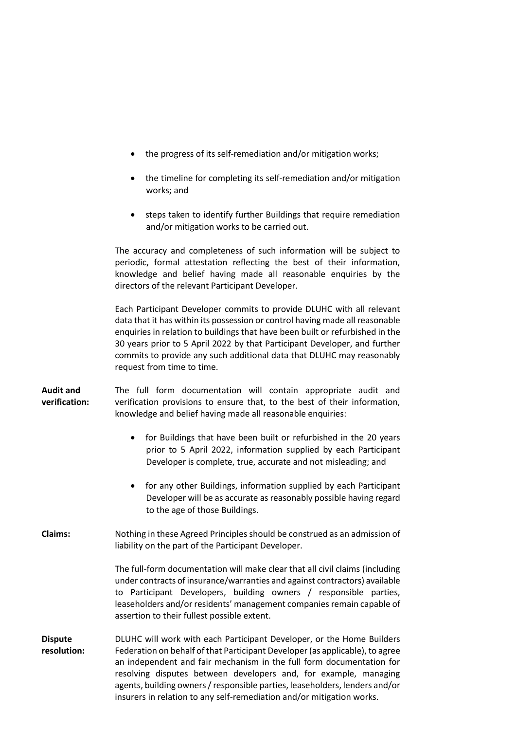- the progress of its self-remediation and/or mitigation works;
- the timeline for completing its self-remediation and/or mitigation works; and
- steps taken to identify further Buildings that require remediation and/or mitigation works to be carried out.

The accuracy and completeness of such information will be subject to periodic, formal attestation reflecting the best of their information, knowledge and belief having made all reasonable enquiries by the directors of the relevant Participant Developer.

Each Participant Developer commits to provide DLUHC with all relevant data that it has within its possession or control having made all reasonable enquiries in relation to buildings that have been built or refurbished in the 30 years prior to 5 April 2022 by that Participant Developer, and further commits to provide any such additional data that DLUHC may reasonably request from time to time.

**Audit and verification:** The full form documentation will contain appropriate audit and verification provisions to ensure that, to the best of their information, knowledge and belief having made all reasonable enquiries:

- for Buildings that have been built or refurbished in the 20 years prior to 5 April 2022, information supplied by each Participant Developer is complete, true, accurate and not misleading; and
- for any other Buildings, information supplied by each Participant Developer will be as accurate as reasonably possible having regard to the age of those Buildings.

**Claims:** Nothing in these Agreed Principles should be construed as an admission of liability on the part of the Participant Developer.

The full-form documentation will make clear that all civil claims (including under contracts of insurance/warranties and against contractors) available to Participant Developers, building owners / responsible parties, leaseholders and/or residents' management companies remain capable of assertion to their fullest possible extent.

**Dispute resolution:** DLUHC will work with each Participant Developer, or the Home Builders Federation on behalf of that Participant Developer (as applicable), to agree an independent and fair mechanism in the full form documentation for resolving disputes between developers and, for example, managing agents, building owners / responsible parties, leaseholders, lenders and/or insurers in relation to any self-remediation and/or mitigation works.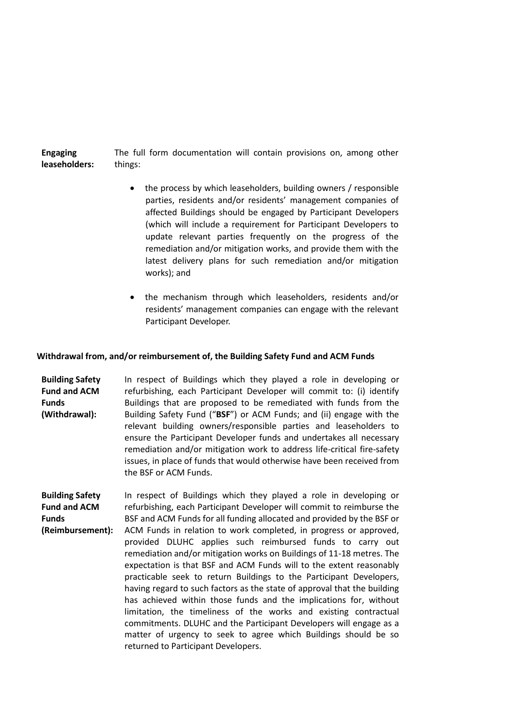**Engaging leaseholders:** The full form documentation will contain provisions on, among other things:

- the process by which leaseholders, building owners / responsible parties, residents and/or residents' management companies of affected Buildings should be engaged by Participant Developers (which will include a requirement for Participant Developers to update relevant parties frequently on the progress of the remediation and/or mitigation works, and provide them with the latest delivery plans for such remediation and/or mitigation works); and
- the mechanism through which leaseholders, residents and/or residents' management companies can engage with the relevant Participant Developer.

**Withdrawal from, and/or reimbursement of, the Building Safety Fund and ACM Funds**

**Building Safety Fund and ACM Funds (Withdrawal):** In respect of Buildings which they played a role in developing or refurbishing, each Participant Developer will commit to: (i) identify Buildings that are proposed to be remediated with funds from the Building Safety Fund ("**BSF**") or ACM Funds; and (ii) engage with the relevant building owners/responsible parties and leaseholders to ensure the Participant Developer funds and undertakes all necessary remediation and/or mitigation work to address life-critical fire-safety issues, in place of funds that would otherwise have been received from the BSF or ACM Funds.

**Building Safety Fund and ACM Funds (Reimbursement):** In respect of Buildings which they played a role in developing or refurbishing, each Participant Developer will commit to reimburse the BSF and ACM Funds for all funding allocated and provided by the BSF or ACM Funds in relation to work completed, in progress or approved, provided DLUHC applies such reimbursed funds to carry out remediation and/or mitigation works on Buildings of 11-18 metres. The expectation is that BSF and ACM Funds will to the extent reasonably practicable seek to return Buildings to the Participant Developers, having regard to such factors as the state of approval that the building has achieved within those funds and the implications for, without limitation, the timeliness of the works and existing contractual commitments. DLUHC and the Participant Developers will engage as a matter of urgency to seek to agree which Buildings should be so returned to Participant Developers.